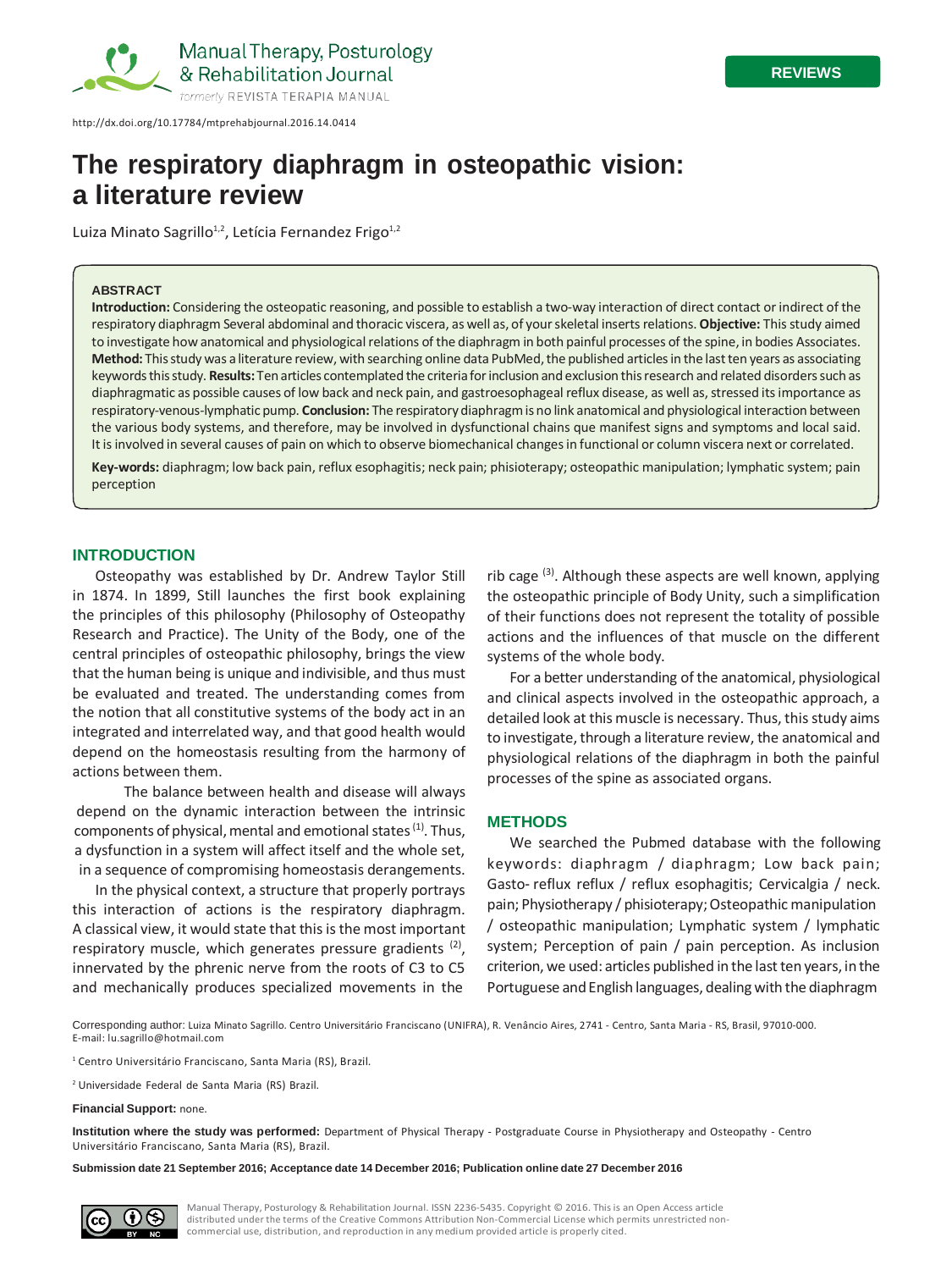http://dx.doi.org/10.17784/mtprehabjournal.2016.14.0414

# The respiratory diaphragm in osteopathic vision: a literature review

Luiza Minato Sagrillo[1,2], Letícia Fernandez Frigo[1,2]

**ABSTRACT**

**Introduction:** Considering the osteopatic reasoning, and possible to establish a two-way interaction of direct contact or indirect of the respiratory diaphragm Several abdominal and thoracic viscera, as well as, of your skeletal inserts relations. **Objective:** This study aimed to investigate how anatomical and physiological relations of the diaphragm in both painful processes of the spine, in bodies Associates. **Method:** This study was a literature review, with searching online data PubMed, the published articles in the last ten years as associating keywords this study. **Results:** Ten articles contemplated the criteria for inclusion and exclusion this research and related disorders such as diaphragmatic as possible causes of low back and neck pain, and gastroesophageal reflux disease, as well as, stressed its importance as respiratory-venous-lymphatic pump. **Conclusion:** The respiratory diaphragm is no link anatomical and physiological interaction between the various body systems, and therefore, may be involved in dysfunctional chains que manifest signs and symptoms and local said. It is involved in several causes of pain on which to observe biomechanical changes in functional or column viscera next or correlated.

**Key-words:** diaphragm; low back pain, reflux esophagitis; neck pain; phisioterapy; osteopathic manipulation; lymphatic system; pain perception

## INTRODUCTION

Osteopathy was established by Dr. Andrew Taylor Still in 1874. In 1899, Still launches the first book explaining the principles of this philosophy (Philosophy of Osteopathy Research and Practice). The Unity of the Body, one of the central principles of osteopathic philosophy, brings the view that the human being is unique and indivisible, and thus must be evaluated and treated. The understanding comes from the notion that all constitutive systems of the body act in an integrated and interrelated way, and that good health would depend on the homeostasis resulting from the harmony of actions between them.

The balance between health and disease will always depend on the dynamic interaction between the intrinsic components of physical, mental and emotional states [(1)]. Thus, a dysfunction in a system will affect itself and the whole set, in a sequence of compromising homeostasis derangements.

In the physical context, a structure that properly portrays this interaction of actions is the respiratory diaphragm. A classical view, it would state that this is the most important respiratory muscle, which generates pressure gradients [(2)], innervated by the phrenic nerve from the roots of C3 to C5 and mechanically produces specialized movements in the rib cage [(3)]. Although these aspects are well known, applying the osteopathic principle of Body Unity, such a simplification of their functions does not represent the totality of possible actions and the influences of that muscle on the different systems of the whole body.

For a better understanding of the anatomical, physiological and clinical aspects involved in the osteopathic approach, a detailed look at this muscle is necessary. Thus, this study aims to investigate, through a literature review, the anatomical and physiological relations of the diaphragm in both the painful processes of the spine as associated organs.

## METHODS

We searched the Pubmed database with the following keywords: diaphragm / diaphragm; Low back pain; Gasto- reflux reflux / reflux esophagitis; Cervicalgia / neck. pain; Physiotherapy / phisioterapy; Osteopathic manipulation / osteopathic manipulation; Lymphatic system / lymphatic system; Perception of pain / pain perception. As inclusion criterion, we used: articles published in the last ten years, in the Portuguese and English languages, dealing with the diaphragm

Corresponding author: Luiza Minato Sagrillo. Centro Universitário Franciscano (UNIFRA), R. Venâncio Aires, 2741 - Centro, Santa Maria - RS, Brasil, 97010-000. E-mail: lu.sagrillo@hotmail.com

[1] Centro Universitário Franciscano, Santa Maria (RS), Brazil.

[2] Universidade Federal de Santa Maria (RS) Brazil.

**Financial Support:** none.

**Institution where the study was performed:** Department of Physical Therapy - Postgraduate Course in Physiotherapy and Osteopathy - Centro Universitário Franciscano, Santa Maria (RS), Brazil.

**Submission date 21 September 2016; Acceptance date 14 December 2016; Publication online date 27 December 2016**

Manual Therapy, Posturology & Rehabilitation Journal. ISSN 2236-5435. Copyright © 2016. This is an Open Access article distributed under the terms of the Creative Commons Attribution Non-Commercial License which permits unrestricted non-commercial use, distribution, and reproduction in any medium provided article is properly cited.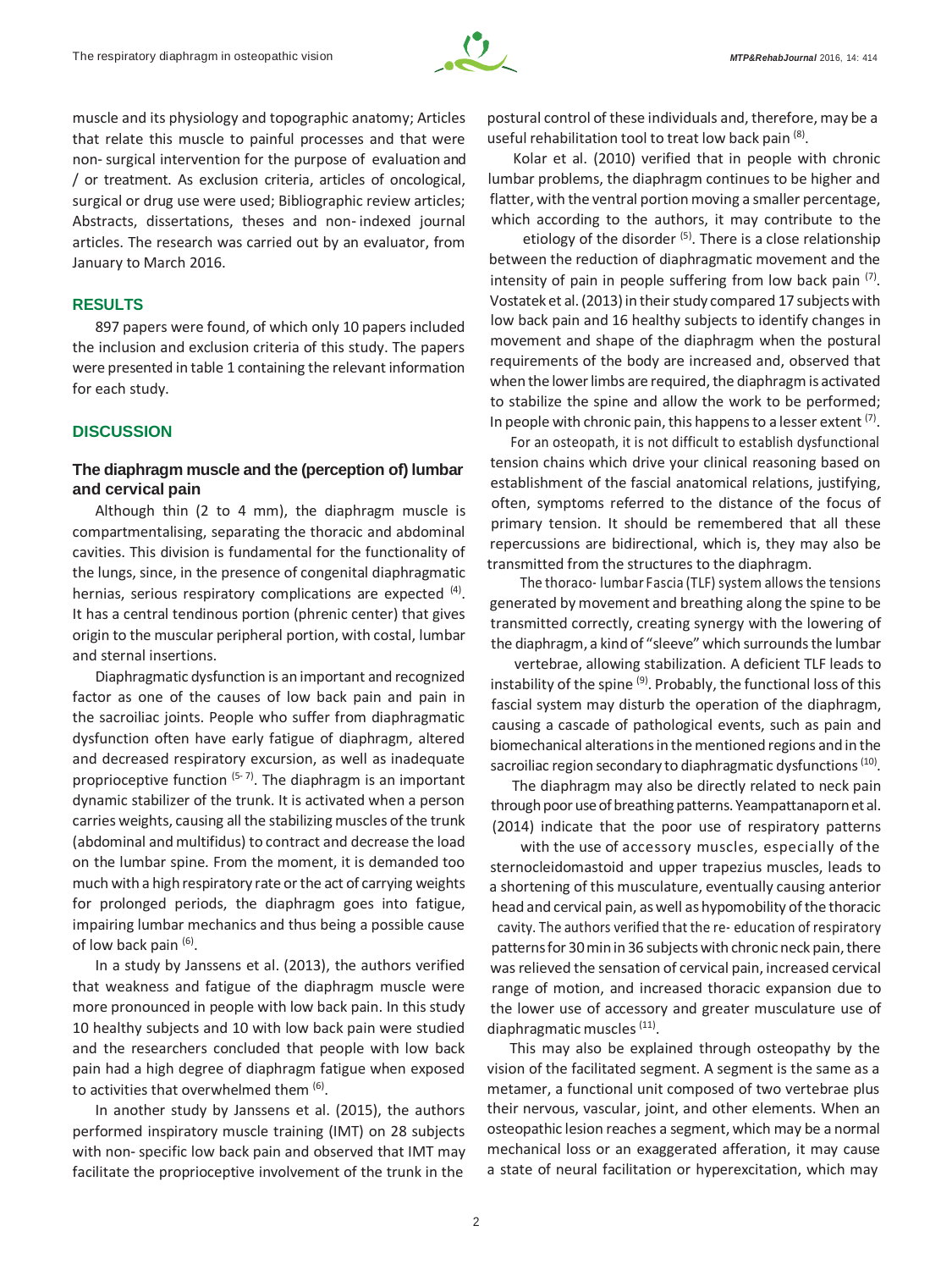muscle and its physiology and topographic anatomy; Articles that relate this muscle to painful processes and that were non- surgical intervention for the purpose of evaluation and / or treatment. As exclusion criteria, articles of oncological, surgical or drug use were used; Bibliographic review articles; Abstracts, dissertations, theses and non- indexed journal articles. The research was carried out by an evaluator, from January to March 2016.

## RESULTS

897 papers were found, of which only 10 papers included the inclusion and exclusion criteria of this study. The papers were presented in table 1 containing the relevant information for each study.

## DISCUSSION

### The diaphragm muscle and the (perception of) lumbar and cervical pain

Although thin (2 to 4 mm), the diaphragm muscle is compartmentalising, separating the thoracic and abdominal cavities. This division is fundamental for the functionality of the lungs, since, in the presence of congenital diaphragmatic hernias, serious respiratory complications are expected [4]. It has a central tendinous portion (phrenic center) that gives origin to the muscular peripheral portion, with costal, lumbar and sternal insertions.

Diaphragmatic dysfunction is an important and recognized factor as one of the causes of low back pain and pain in the sacroiliac joints. People who suffer from diaphragmatic dysfunction often have early fatigue of diaphragm, altered and decreased respiratory excursion, as well as inadequate proprioceptive function [5-7]. The diaphragm is an important dynamic stabilizer of the trunk. It is activated when a person carries weights, causing all the stabilizing muscles of the trunk (abdominal and multifidus) to contract and decrease the load on the lumbar spine. From the moment, it is demanded too much with a high respiratory rate or the act of carrying weights for prolonged periods, the diaphragm goes into fatigue, impairing lumbar mechanics and thus being a possible cause of low back pain [6].

In a study by Janssens et al. (2013), the authors verified that weakness and fatigue of the diaphragm muscle were more pronounced in people with low back pain. In this study 10 healthy subjects and 10 with low back pain were studied and the researchers concluded that people with low back pain had a high degree of diaphragm fatigue when exposed to activities that overwhelmed them [6].

In another study by Janssens et al. (2015), the authors performed inspiratory muscle training (IMT) on 28 subjects with non- specific low back pain and observed that IMT may facilitate the proprioceptive involvement of the trunk in the postural control of these individuals and, therefore, may be a useful rehabilitation tool to treat low back pain [8].

Kolar et al. (2010) verified that in people with chronic lumbar problems, the diaphragm continues to be higher and flatter, with the ventral portion moving a smaller percentage, which according to the authors, it may contribute to the etiology of the disorder [5]. There is a close relationship between the reduction of diaphragmatic movement and the intensity of pain in people suffering from low back pain [7]. Vostatek et al. (2013) in their study compared 17 subjects with low back pain and 16 healthy subjects to identify changes in movement and shape of the diaphragm when the postural requirements of the body are increased and, observed that when the lower limbs are required, the diaphragm is activated to stabilize the spine and allow the work to be performed; In people with chronic pain, this happens to a lesser extent [7].

For an osteopath, it is not difficult to establish dysfunctional tension chains which drive your clinical reasoning based on establishment of the fascial anatomical relations, justifying, often, symptoms referred to the distance of the focus of primary tension. It should be remembered that all these repercussions are bidirectional, which is, they may also be transmitted from the structures to the diaphragm.

The thoraco- lumbar Fascia (TLF) system allows the tensions generated by movement and breathing along the spine to be transmitted correctly, creating synergy with the lowering of the diaphragm, a kind of "sleeve" which surrounds the lumbar vertebrae, allowing stabilization. A deficient TLF leads to instability of the spine [9]. Probably, the functional loss of this fascial system may disturb the operation of the diaphragm, causing a cascade of pathological events, such as pain and biomechanical alterations in the mentioned regions and in the sacroiliac region secondary to diaphragmatic dysfunctions [10].

The diaphragm may also be directly related to neck pain through poor use of breathing patterns. Yeampattanaporn et al. (2014) indicate that the poor use of respiratory patterns with the use of accessory muscles, especially of the sternocleidomastoid and upper trapezius muscles, leads to a shortening of this musculature, eventually causing anterior head and cervical pain, as well as hypomobility of the thoracic cavity. The authors verified that the re- education of respiratory patterns for 30 min in 36 subjects with chronic neck pain, there was relieved the sensation of cervical pain, increased cervical range of motion, and increased thoracic expansion due to the lower use of accessory and greater musculature use of diaphragmatic muscles [11].

This may also be explained through osteopathy by the vision of the facilitated segment. A segment is the same as a metamer, a functional unit composed of two vertebrae plus their nervous, vascular, joint, and other elements. When an osteopathic lesion reaches a segment, which may be a normal mechanical loss or an exaggerated afferation, it may cause a state of neural facilitation or hyperexcitation, which may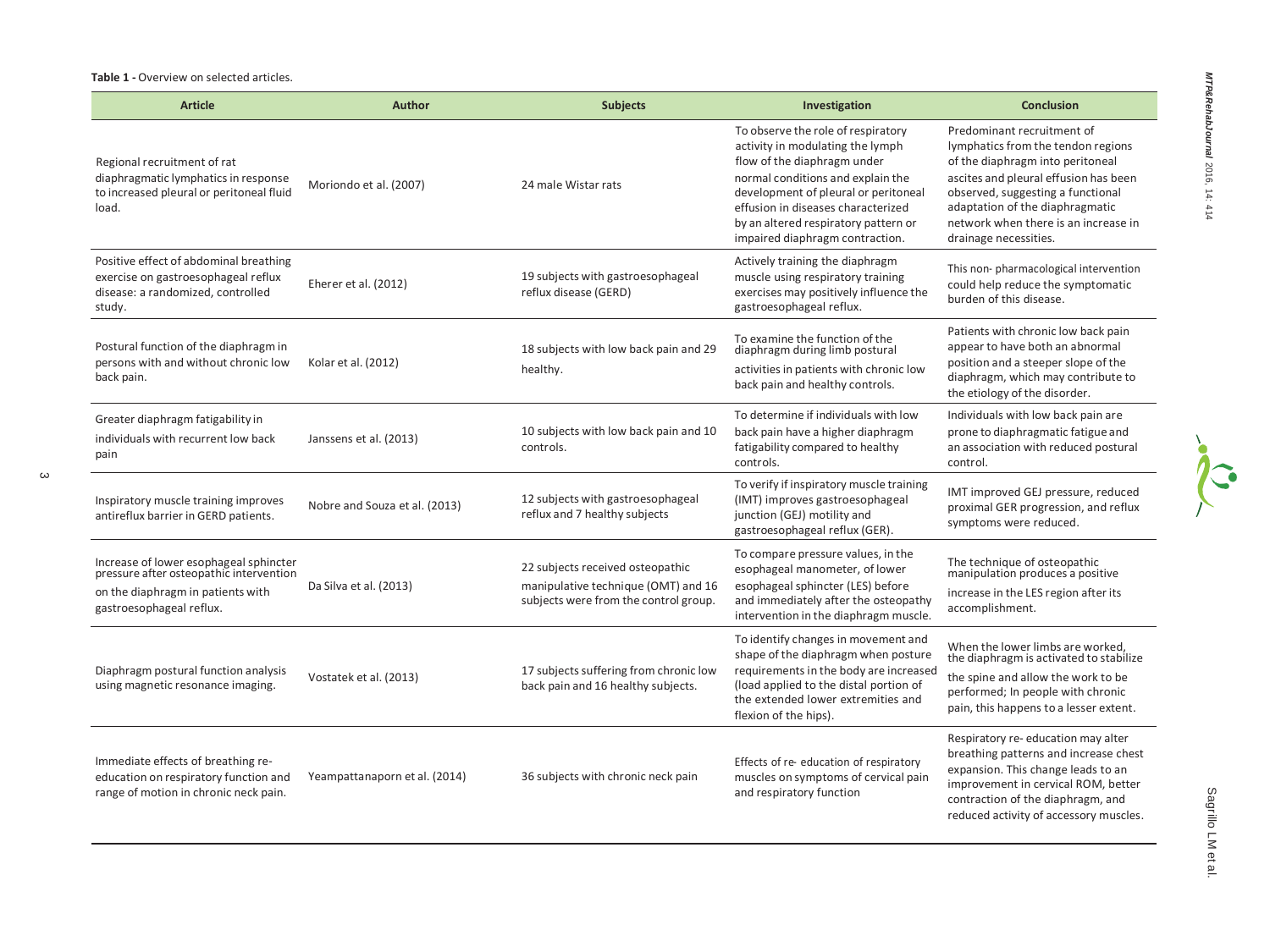**Table 1 -** Overview on selected articles.

| Article | Author | Subjects | Investigation | Conclusion |
|---|---|---|---|---|
| Regional recruitment of rat diaphragmatic lymphatics in response to increased pleural or peritoneal fluid load. | Moriondo et al. (2007) | 24 male Wistar rats | To observe the role of respiratory activity in modulating the lymph flow of the diaphragm under normal conditions and explain the development of pleural or peritoneal effusion in diseases characterized by an altered respiratory pattern or impaired diaphragm contraction. | Predominant recruitment of lymphatics from the tendon regions of the diaphragm into peritoneal ascites and pleural effusion has been observed, suggesting a functional adaptation of the diaphragmatic network when there is an increase in drainage necessities. |
| Positive effect of abdominal breathing exercise on gastroesophageal reflux disease: a randomized, controlled study. | Eherer et al. (2012) | 19 subjects with gastroesophageal reflux disease (GERD) | Actively training the diaphragm muscle using respiratory training exercises may positively influence the gastroesophageal reflux. | This non- pharmacological intervention could help reduce the symptomatic burden of this disease. |
| Postural function of the diaphragm in persons with and without chronic low back pain. | Kolar et al. (2012) | 18 subjects with low back pain and 29 healthy. | To examine the function of the diaphragm during limb postural activities in patients with chronic low back pain and healthy controls. | Patients with chronic low back pain appear to have both an abnormal position and a steeper slope of the diaphragm, which may contribute to the etiology of the disorder. |
| Greater diaphragm fatigability in individuals with recurrent low back pain | Janssens et al. (2013) | 10 subjects with low back pain and 10 controls. | To determine if individuals with low back pain have a higher diaphragm fatigability compared to healthy controls. | Individuals with low back pain are prone to diaphragmatic fatigue and an association with reduced postural control. |
| Inspiratory muscle training improves antireflux barrier in GERD patients. | Nobre and Souza et al. (2013) | 12 subjects with gastroesophageal reflux and 7 healthy subjects | To verify if inspiratory muscle training (IMT) improves gastroesophageal junction (GEJ) motility and gastroesophageal reflux (GER). | IMT improved GEJ pressure, reduced proximal GER progression, and reflux symptoms were reduced. |
| Increase of lower esophageal sphincter pressure after osteopathic intervention on the diaphragm in patients with gastroesophageal reflux. | Da Silva et al. (2013) | 22 subjects received osteopathic manipulative technique (OMT) and 16 subjects were from the control group. | To compare pressure values, in the esophageal manometer, of lower esophageal sphincter (LES) before and immediately after the osteopathy intervention in the diaphragm muscle. | The technique of osteopathic manipulation produces a positive increase in the LES region after its accomplishment. |
| Diaphragm postural function analysis using magnetic resonance imaging. | Vostatek et al. (2013) | 17 subjects suffering from chronic low back pain and 16 healthy subjects. | To identify changes in movement and shape of the diaphragm when posture requirements in the body are increased (load applied to the distal portion of the extended lower extremities and flexion of the hips). | When the lower limbs are worked, the diaphragm is activated to stabilize the spine and allow the work to be performed; In people with chronic pain, this happens to a lesser extent. |
| Immediate effects of breathing re-education on respiratory function and range of motion in chronic neck pain. | Yeampattanaporn et al. (2014) | 36 subjects with chronic neck pain | Effects of re- education of respiratory muscles on symptoms of cervical pain and respiratory function | Respiratory re- education may alter breathing patterns and increase chest expansion. This change leads to an improvement in cervical ROM, better contraction of the diaphragm, and reduced activity of accessory muscles. |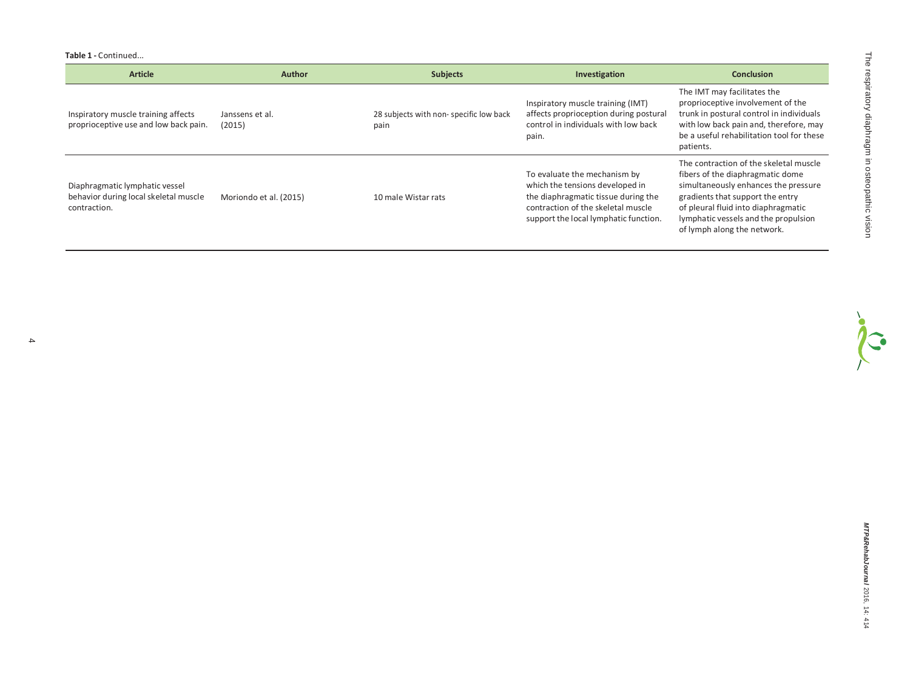**Table 1 -** Continued...

| Article | Author | Subjects | Investigation | Conclusion |
|---|---|---|---|---|
| Inspiratory muscle training affects proprioceptive use and low back pain. | Janssens et al. (2015) | 28 subjects with non- specific low back pain | Inspiratory muscle training (IMT) affects proprioception during postural control in individuals with low back pain. | The IMT may facilitates the proprioceptive involvement of the trunk in postural control in individuals with low back pain and, therefore, may be a useful rehabilitation tool for these patients. |
| Diaphragmatic lymphatic vessel behavior during local skeletal muscle contraction. | Moriondo et al. (2015) | 10 male Wistar rats | To evaluate the mechanism by which the tensions developed in the diaphragmatic tissue during the contraction of the skeletal muscle support the local lymphatic function. | The contraction of the skeletal muscle fibers of the diaphragmatic dome simultaneously enhances the pressure gradients that support the entry of pleural fluid into diaphragmatic lymphatic vessels and the propulsion of lymph along the network. |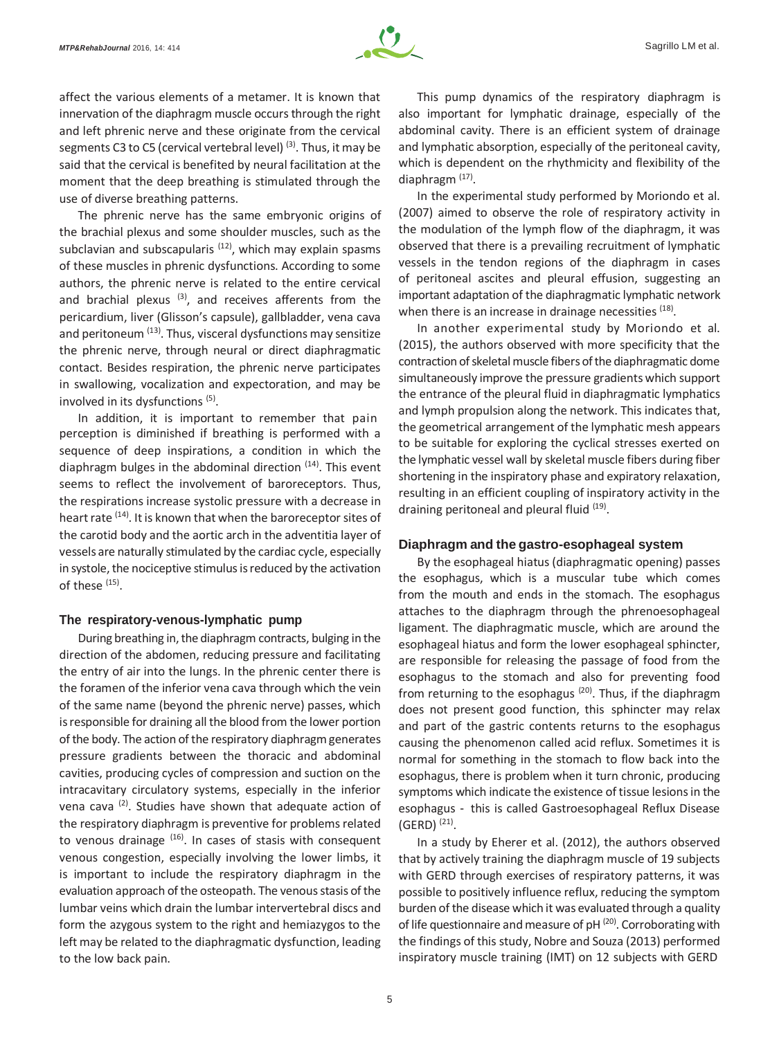affect the various elements of a metamer. It is known that innervation of the diaphragm muscle occurs through the right and left phrenic nerve and these originate from the cervical segments C3 to C5 (cervical vertebral level) [3]. Thus, it may be said that the cervical is benefited by neural facilitation at the moment that the deep breathing is stimulated through the use of diverse breathing patterns.

The phrenic nerve has the same embryonic origins of the brachial plexus and some shoulder muscles, such as the subclavian and subscapularis [12], which may explain spasms of these muscles in phrenic dysfunctions. According to some authors, the phrenic nerve is related to the entire cervical and brachial plexus [3], and receives afferents from the pericardium, liver (Glisson's capsule), gallbladder, vena cava and peritoneum [13]. Thus, visceral dysfunctions may sensitize the phrenic nerve, through neural or direct diaphragmatic contact. Besides respiration, the phrenic nerve participates in swallowing, vocalization and expectoration, and may be involved in its dysfunctions [5].

In addition, it is important to remember that pain perception is diminished if breathing is performed with a sequence of deep inspirations, a condition in which the diaphragm bulges in the abdominal direction [14]. This event seems to reflect the involvement of baroreceptors. Thus, the respirations increase systolic pressure with a decrease in heart rate [14]. It is known that when the baroreceptor sites of the carotid body and the aortic arch in the adventitia layer of vessels are naturally stimulated by the cardiac cycle, especially in systole, the nociceptive stimulus is reduced by the activation of these [15].

## The respiratory-venous-lymphatic pump

During breathing in, the diaphragm contracts, bulging in the direction of the abdomen, reducing pressure and facilitating the entry of air into the lungs. In the phrenic center there is the foramen of the inferior vena cava through which the vein of the same name (beyond the phrenic nerve) passes, which is responsible for draining all the blood from the lower portion of the body. The action of the respiratory diaphragm generates pressure gradients between the thoracic and abdominal cavities, producing cycles of compression and suction on the intracavitary circulatory systems, especially in the inferior vena cava [2]. Studies have shown that adequate action of the respiratory diaphragm is preventive for problems related to venous drainage [16]. In cases of stasis with consequent venous congestion, especially involving the lower limbs, it is important to include the respiratory diaphragm in the evaluation approach of the osteopath. The venous stasis of the lumbar veins which drain the lumbar intervertebral discs and form the azygous system to the right and hemiazygos to the left may be related to the diaphragmatic dysfunction, leading to the low back pain.

This pump dynamics of the respiratory diaphragm is also important for lymphatic drainage, especially of the abdominal cavity. There is an efficient system of drainage and lymphatic absorption, especially of the peritoneal cavity, which is dependent on the rhythmicity and flexibility of the diaphragm [17].

In the experimental study performed by Moriondo et al. (2007) aimed to observe the role of respiratory activity in the modulation of the lymph flow of the diaphragm, it was observed that there is a prevailing recruitment of lymphatic vessels in the tendon regions of the diaphragm in cases of peritoneal ascites and pleural effusion, suggesting an important adaptation of the diaphragmatic lymphatic network when there is an increase in drainage necessities [18].

In another experimental study by Moriondo et al. (2015), the authors observed with more specificity that the contraction of skeletal muscle fibers of the diaphragmatic dome simultaneously improve the pressure gradients which support the entrance of the pleural fluid in diaphragmatic lymphatics and lymph propulsion along the network. This indicates that, the geometrical arrangement of the lymphatic mesh appears to be suitable for exploring the cyclical stresses exerted on the lymphatic vessel wall by skeletal muscle fibers during fiber shortening in the inspiratory phase and expiratory relaxation, resulting in an efficient coupling of inspiratory activity in the draining peritoneal and pleural fluid [19].

## Diaphragm and the gastro-esophageal system

By the esophageal hiatus (diaphragmatic opening) passes the esophagus, which is a muscular tube which comes from the mouth and ends in the stomach. The esophagus attaches to the diaphragm through the phrenoesophageal ligament. The diaphragmatic muscle, which are around the esophageal hiatus and form the lower esophageal sphincter, are responsible for releasing the passage of food from the esophagus to the stomach and also for preventing food from returning to the esophagus [20]. Thus, if the diaphragm does not present good function, this sphincter may relax and part of the gastric contents returns to the esophagus causing the phenomenon called acid reflux. Sometimes it is normal for something in the stomach to flow back into the esophagus, there is problem when it turn chronic, producing symptoms which indicate the existence of tissue lesions in the esophagus - this is called Gastroesophageal Reflux Disease (GERD) [21].

In a study by Eherer et al. (2012), the authors observed that by actively training the diaphragm muscle of 19 subjects with GERD through exercises of respiratory patterns, it was possible to positively influence reflux, reducing the symptom burden of the disease which it was evaluated through a quality of life questionnaire and measure of pH [20]. Corroborating with the findings of this study, Nobre and Souza (2013) performed inspiratory muscle training (IMT) on 12 subjects with GERD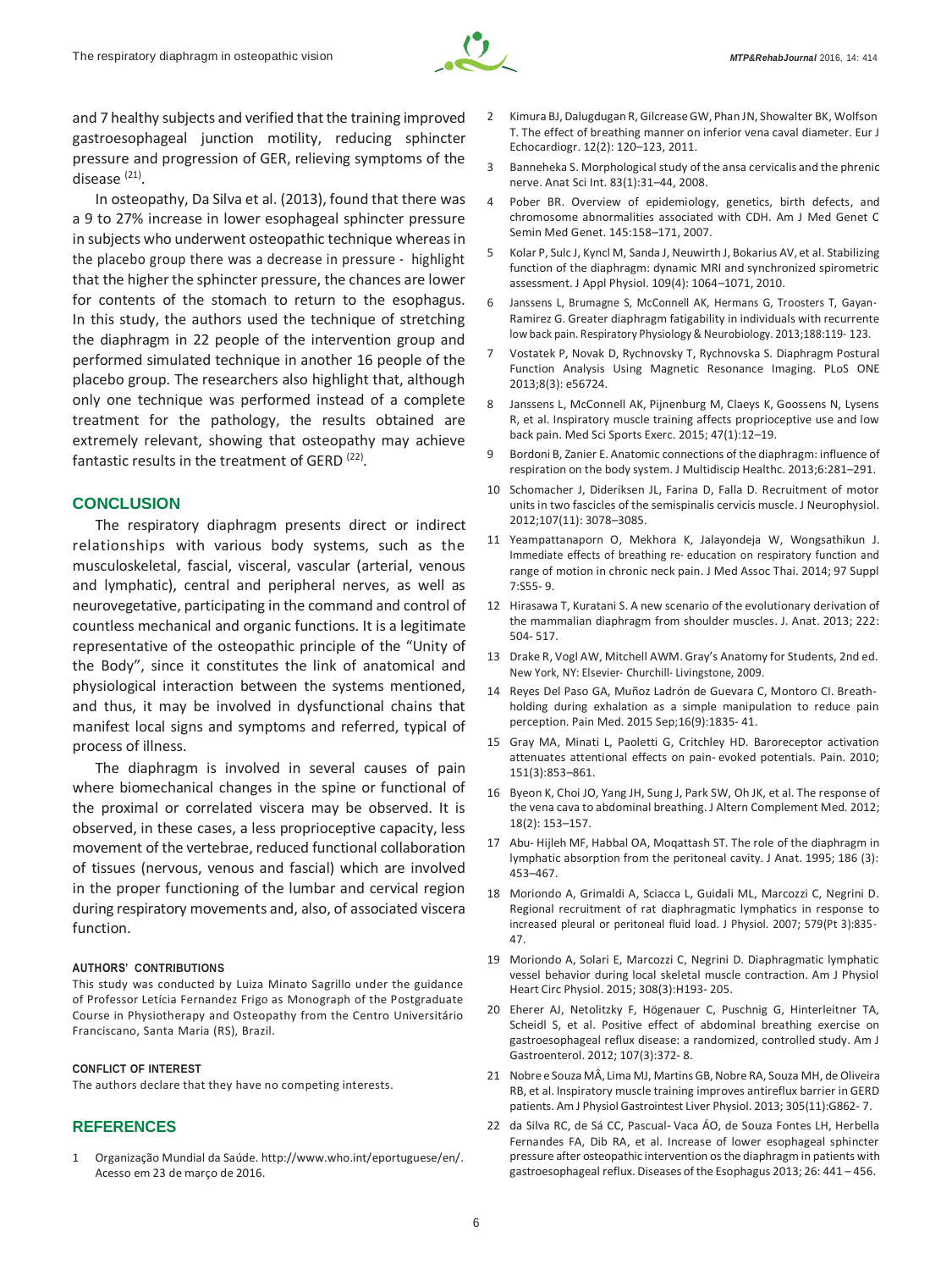and 7 healthy subjects and verified that the training improved gastroesophageal junction motility, reducing sphincter pressure and progression of GER, relieving symptoms of the disease [21].

In osteopathy, Da Silva et al. (2013), found that there was a 9 to 27% increase in lower esophageal sphincter pressure in subjects who underwent osteopathic technique whereas in the placebo group there was a decrease in pressure - highlight that the higher the sphincter pressure, the chances are lower for contents of the stomach to return to the esophagus. In this study, the authors used the technique of stretching the diaphragm in 22 people of the intervention group and performed simulated technique in another 16 people of the placebo group. The researchers also highlight that, although only one technique was performed instead of a complete treatment for the pathology, the results obtained are extremely relevant, showing that osteopathy may achieve fantastic results in the treatment of GERD [22].

## CONCLUSION

The respiratory diaphragm presents direct or indirect relationships with various body systems, such as the musculoskeletal, fascial, visceral, vascular (arterial, venous and lymphatic), central and peripheral nerves, as well as neurovegetative, participating in the command and control of countless mechanical and organic functions. It is a legitimate representative of the osteopathic principle of the "Unity of the Body", since it constitutes the link of anatomical and physiological interaction between the systems mentioned, and thus, it may be involved in dysfunctional chains that manifest local signs and symptoms and referred, typical of process of illness.

The diaphragm is involved in several causes of pain where biomechanical changes in the spine or functional of the proximal or correlated viscera may be observed. It is observed, in these cases, a less proprioceptive capacity, less movement of the vertebrae, reduced functional collaboration of tissues (nervous, venous and fascial) which are involved in the proper functioning of the lumbar and cervical region during respiratory movements and, also, of associated viscera function.

#### AUTHORS' CONTRIBUTIONS

This study was conducted by Luiza Minato Sagrillo under the guidance of Professor Letícia Fernandez Frigo as Monograph of the Postgraduate Course in Physiotherapy and Osteopathy from the Centro Universitário Franciscano, Santa Maria (RS), Brazil.

#### CONFLICT OF INTEREST

The authors declare that they have no competing interests.

## REFERENCES

1. Organização Mundial da Saúde. http://www.who.int/eportuguese/en/. Acesso em 23 de março de 2016.
2. Kimura BJ, Dalugdugan R, Gilcrease GW, Phan JN, Showalter BK, Wolfson T. The effect of breathing manner on inferior vena caval diameter. Eur J Echocardiogr. 12(2): 120–123, 2011.
3. Banneheka S. Morphological study of the ansa cervicalis and the phrenic nerve. Anat Sci Int. 83(1):31–44, 2008.
4. Pober BR. Overview of epidemiology, genetics, birth defects, and chromosome abnormalities associated with CDH. Am J Med Genet C Semin Med Genet. 145:158–171, 2007.
5. Kolar P, Sulc J, Kyncl M, Sanda J, Neuwirth J, Bokarius AV, et al. Stabilizing function of the diaphragm: dynamic MRI and synchronized spirometric assessment. J Appl Physiol. 109(4): 1064–1071, 2010.
6. Janssens L, Brumagne S, McConnell AK, Hermans G, Troosters T, Gayan-Ramirez G. Greater diaphragm fatigability in individuals with recurrente low back pain. Respiratory Physiology & Neurobiology. 2013;188:119- 123.
7. Vostatek P, Novak D, Rychnovsky T, Rychnovska S. Diaphragm Postural Function Analysis Using Magnetic Resonance Imaging. PLoS ONE 2013;8(3): e56724.
8. Janssens L, McConnell AK, Pijnenburg M, Claeys K, Goossens N, Lysens R, et al. Inspiratory muscle training affects proprioceptive use and low back pain. Med Sci Sports Exerc. 2015; 47(1):12–19.
9. Bordoni B, Zanier E. Anatomic connections of the diaphragm: influence of respiration on the body system. J Multidiscip Healthc. 2013;6:281–291.
10. Schomacher J, Dideriksen JL, Farina D, Falla D. Recruitment of motor units in two fascicles of the semispinalis cervicis muscle. J Neurophysiol. 2012;107(11): 3078–3085.
11. Yeampattanaporn O, Mekhora K, Jalayondeja W, Wongsathikun J. Immediate effects of breathing re- education on respiratory function and range of motion in chronic neck pain. J Med Assoc Thai. 2014; 97 Suppl 7:S55- 9.
12. Hirasawa T, Kuratani S. A new scenario of the evolutionary derivation of the mammalian diaphragm from shoulder muscles. J. Anat. 2013; 222: 504- 517.
13. Drake R, Vogl AW, Mitchell AWM. Gray's Anatomy for Students, 2nd ed. New York, NY: Elsevier- Churchill- Livingstone, 2009.
14. Reyes Del Paso GA, Muñoz Ladrón de Guevara C, Montoro CI. Breath-holding during exhalation as a simple manipulation to reduce pain perception. Pain Med. 2015 Sep;16(9):1835- 41.
15. Gray MA, Minati L, Paoletti G, Critchley HD. Baroreceptor activation attenuates attentional effects on pain- evoked potentials. Pain. 2010; 151(3):853–861.
16. Byeon K, Choi JO, Yang JH, Sung J, Park SW, Oh JK, et al. The response of the vena cava to abdominal breathing. J Altern Complement Med. 2012; 18(2): 153–157.
17. Abu- Hijleh MF, Habbal OA, Moqattash ST. The role of the diaphragm in lymphatic absorption from the peritoneal cavity. J Anat. 1995; 186 (3): 453–467.
18. Moriondo A, Grimaldi A, Sciacca L, Guidali ML, Marcozzi C, Negrini D. Regional recruitment of rat diaphragmatic lymphatics in response to increased pleural or peritoneal fluid load. J Physiol. 2007; 579(Pt 3):835- 47.
19. Moriondo A, Solari E, Marcozzi C, Negrini D. Diaphragmatic lymphatic vessel behavior during local skeletal muscle contraction. Am J Physiol Heart Circ Physiol. 2015; 308(3):H193- 205.
20. Eherer AJ, Netolitzky F, Högenauer C, Puschnig G, Hinterleitner TA, Scheidl S, et al. Positive effect of abdominal breathing exercise on gastroesophageal reflux disease: a randomized, controlled study. Am J Gastroenterol. 2012; 107(3):372- 8.
21. Nobre e Souza MÂ, Lima MJ, Martins GB, Nobre RA, Souza MH, de Oliveira RB, et al. Inspiratory muscle training improves antireflux barrier in GERD patients. Am J Physiol Gastrointest Liver Physiol. 2013; 305(11):G862- 7.
22. da Silva RC, de Sá CC, Pascual- Vaca ÁO, de Souza Fontes LH, Herbella Fernandes FA, Dib RA, et al. Increase of lower esophageal sphincter pressure after osteopathic intervention os the diaphragm in patients with gastroesophageal reflux. Diseases of the Esophagus 2013; 26: 441 – 456.